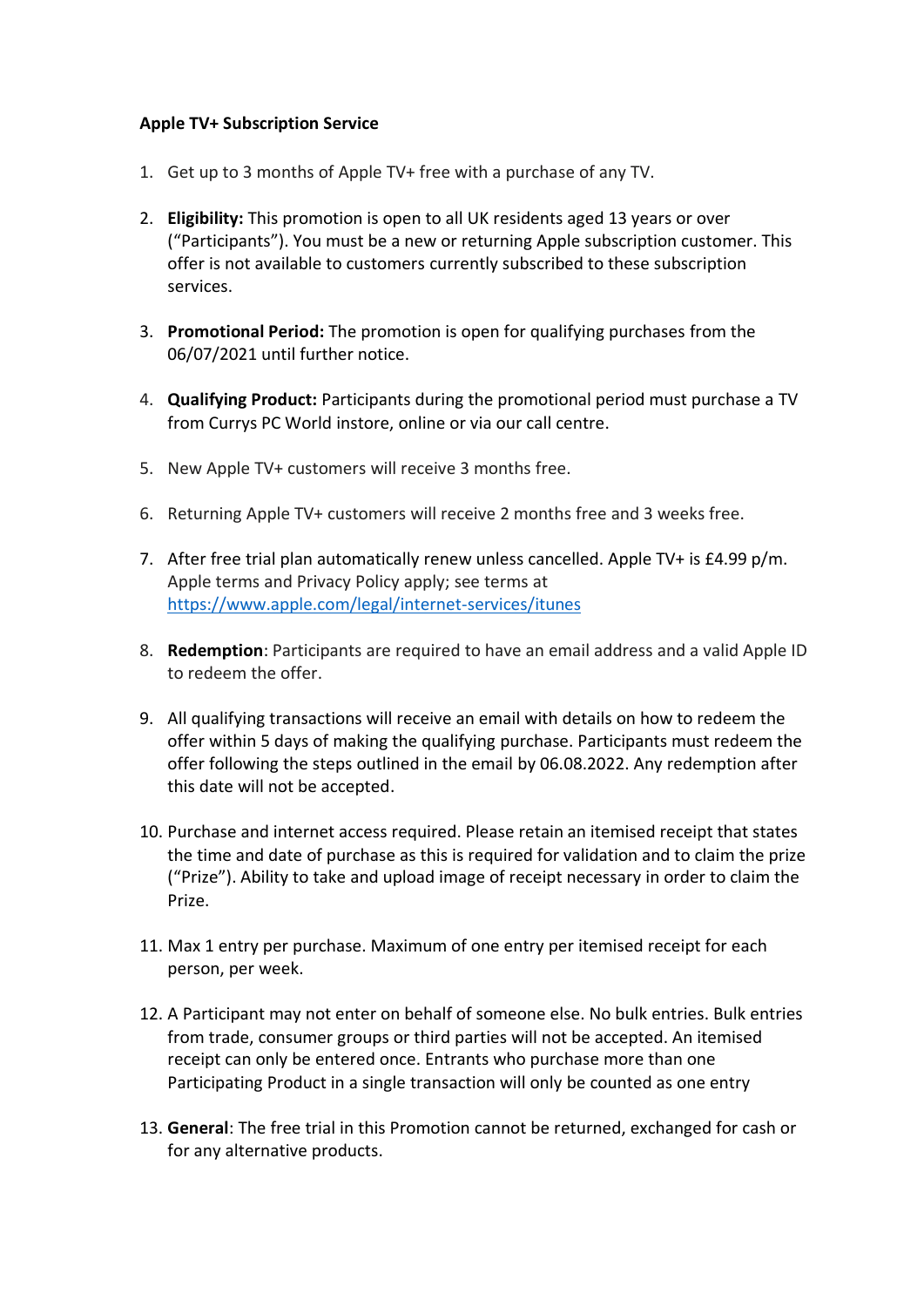**Apple TV+ Subscription Service**

1. Get up to 3 months of Apple TV+ free with a purchase of any TV.

2. **Eligibility:** This promotion is open to all UK residents aged 13 years or over ("Participants"). You must be a new or returning Apple subscription customer. This offer is not available to customers currently subscribed to these subscription services.

3. **Promotional Period:** The promotion is open for qualifying purchases from the 06/07/2021 until further notice.

4. **Qualifying Product:** Participants during the promotional period must purchase a TV from Currys PC World instore, online or via our call centre.

5. New Apple TV+ customers will receive 3 months free.

6. Returning Apple TV+ customers will receive 2 months free and 3 weeks free.

7. After free trial plan automatically renew unless cancelled. Apple TV+ is £4.99 p/m. Apple terms and Privacy Policy apply; see terms at https://www.apple.com/legal/internet-services/itunes

8. **Redemption**: Participants are required to have an email address and a valid Apple ID to redeem the offer.

9. All qualifying transactions will receive an email with details on how to redeem the offer within 5 days of making the qualifying purchase. Participants must redeem the offer following the steps outlined in the email by 06.08.2022. Any redemption after this date will not be accepted.

10. Purchase and internet access required. Please retain an itemised receipt that states the time and date of purchase as this is required for validation and to claim the prize ("Prize"). Ability to take and upload image of receipt necessary in order to claim the Prize.

11. Max 1 entry per purchase. Maximum of one entry per itemised receipt for each person, per week.

12. A Participant may not enter on behalf of someone else. No bulk entries. Bulk entries from trade, consumer groups or third parties will not be accepted. An itemised receipt can only be entered once. Entrants who purchase more than one Participating Product in a single transaction will only be counted as one entry

13. **General**: The free trial in this Promotion cannot be returned, exchanged for cash or for any alternative products.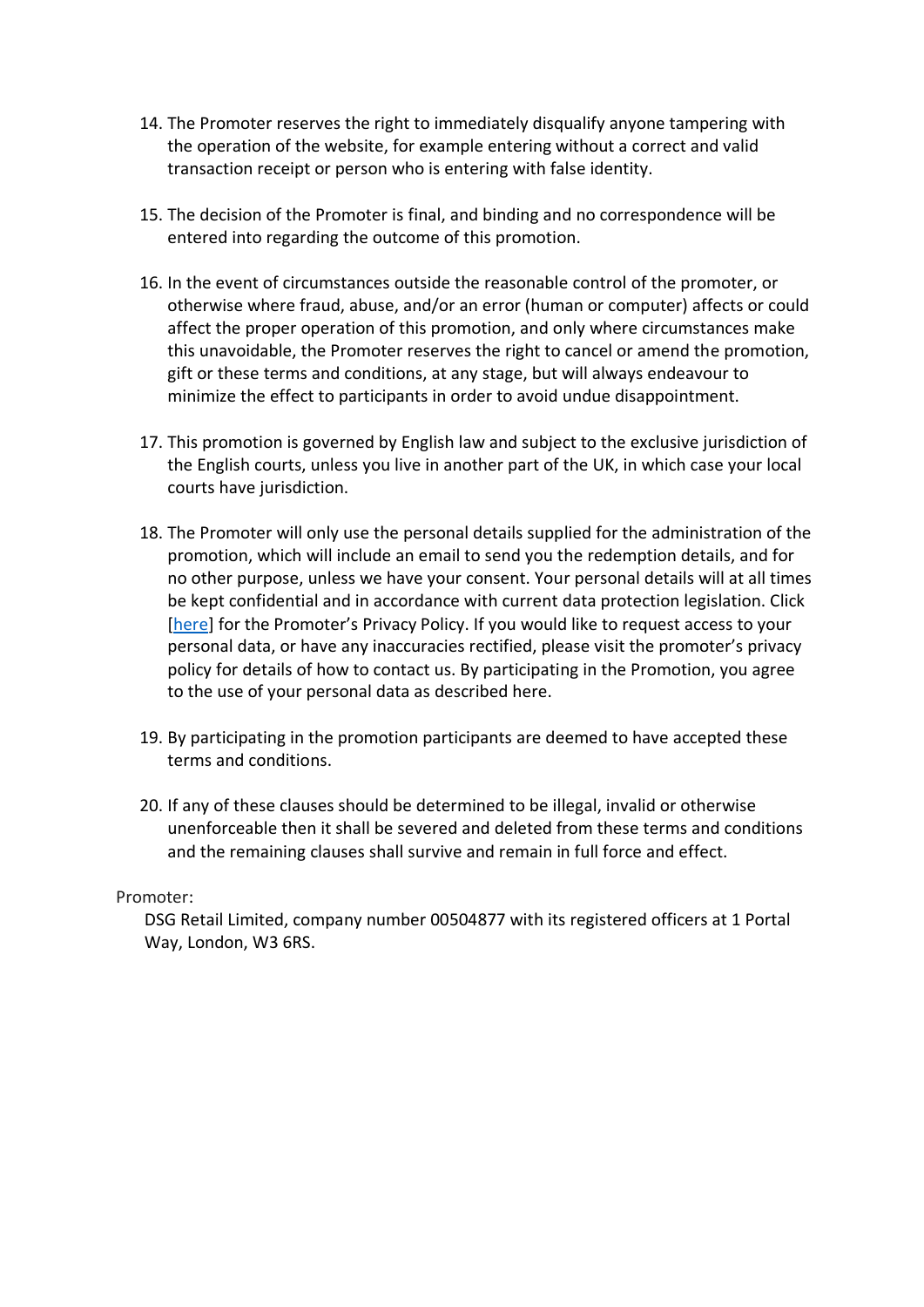14. The Promoter reserves the right to immediately disqualify anyone tampering with the operation of the website, for example entering without a correct and valid transaction receipt or person who is entering with false identity.

15. The decision of the Promoter is final, and binding and no correspondence will be entered into regarding the outcome of this promotion.

16. In the event of circumstances outside the reasonable control of the promoter, or otherwise where fraud, abuse, and/or an error (human or computer) affects or could affect the proper operation of this promotion, and only where circumstances make this unavoidable, the Promoter reserves the right to cancel or amend the promotion, gift or these terms and conditions, at any stage, but will always endeavour to minimize the effect to participants in order to avoid undue disappointment.

17. This promotion is governed by English law and subject to the exclusive jurisdiction of the English courts, unless you live in another part of the UK, in which case your local courts have jurisdiction.

18. The Promoter will only use the personal details supplied for the administration of the promotion, which will include an email to send you the redemption details, and for no other purpose, unless we have your consent. Your personal details will at all times be kept confidential and in accordance with current data protection legislation. Click [here] for the Promoter's Privacy Policy. If you would like to request access to your personal data, or have any inaccuracies rectified, please visit the promoter's privacy policy for details of how to contact us. By participating in the Promotion, you agree to the use of your personal data as described here.

19. By participating in the promotion participants are deemed to have accepted these terms and conditions.

20. If any of these clauses should be determined to be illegal, invalid or otherwise unenforceable then it shall be severed and deleted from these terms and conditions and the remaining clauses shall survive and remain in full force and effect.

Promoter:

DSG Retail Limited, company number 00504877 with its registered officers at 1 Portal Way, London, W3 6RS.